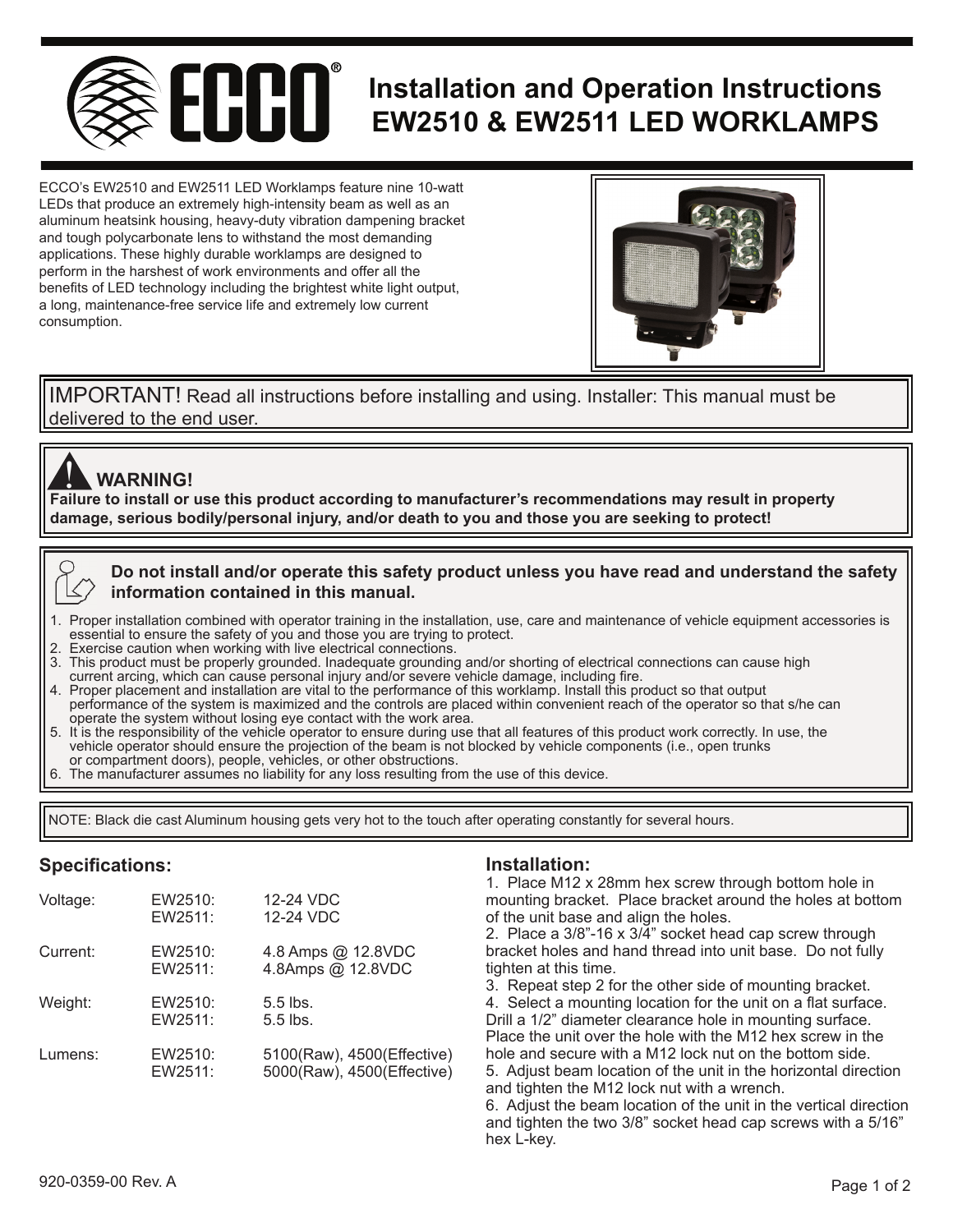# Installation and Operation Instructions EW2510 & EW2511 LED WORKLAMPS

ECCO's EW2510 and EW2511 LED Worklamps feature nine 10-watt LEDs that produce an extremely high-intensity beam as well as an aluminum heatsink housing, heavy-duty vibration dampening bracket and tough polycarbonate lens to withstand the most demanding applications. These highly durable worklamps are designed to perform in the harshest of work environments and offer all the benefits of LED technology including the brightest white light output, a long, maintenance-free service life and extremely low current consumption.

IMPORTANT! Read all instructions before installing and using. Installer: This manual must be delivered to the end user.

**WARNING!**

**Failure to install or use this product according to manufacturer's recommendations may result in property damage, serious bodily/personal injury, and/or death to you and those you are seeking to protect!**

**Do not install and/or operate this safety product unless you have read and understand the safety information contained in this manual.**

1. Proper installation combined with operator training in the installation, use, care and maintenance of vehicle equipment accessories is essential to ensure the safety of you and those you are trying to protect.
2. Exercise caution when working with live electrical connections.
3. This product must be properly grounded. Inadequate grounding and/or shorting of electrical connections can cause high current arcing, which can cause personal injury and/or severe vehicle damage, including fire.
4. Proper placement and installation are vital to the performance of this worklamp. Install this product so that output performance of the system is maximized and the controls are placed within convenient reach of the operator so that s/he can operate the system without losing eye contact with the work area.
5. It is the responsibility of the vehicle operator to ensure during use that all features of this product work correctly. In use, the vehicle operator should ensure the projection of the beam is not blocked by vehicle components (i.e., open trunks or compartment doors), people, vehicles, or other obstructions.
6. The manufacturer assumes no liability for any loss resulting from the use of this device.

NOTE: Black die cast Aluminum housing gets very hot to the touch after operating constantly for several hours.

## Specifications:

| | | |
|---|---|---|
| Voltage: | EW2510: | 12-24 VDC |
| | EW2511: | 12-24 VDC |
| Current: | EW2510: | 4.8 Amps @ 12.8VDC |
| | EW2511: | 4.8Amps @ 12.8VDC |
| Weight: | EW2510: | 5.5 lbs. |
| | EW2511: | 5.5 lbs. |
| Lumens: | EW2510: | 5100(Raw), 4500(Effective) |
| | EW2511: | 5000(Raw), 4500(Effective) |

## Installation:

1. Place M12 x 28mm hex screw through bottom hole in mounting bracket. Place bracket around the holes at bottom of the unit base and align the holes.
2. Place a 3/8"-16 x 3/4" socket head cap screw through bracket holes and hand thread into unit base. Do not fully tighten at this time.
3. Repeat step 2 for the other side of mounting bracket.
4. Select a mounting location for the unit on a flat surface. Drill a 1/2" diameter clearance hole in mounting surface. Place the unit over the hole with the M12 hex screw in the hole and secure with a M12 lock nut on the bottom side.
5. Adjust beam location of the unit in the horizontal direction and tighten the M12 lock nut with a wrench.
6. Adjust the beam location of the unit in the vertical direction and tighten the two 3/8" socket head cap screws with a 5/16" hex L-key.

920-0359-00 Rev. A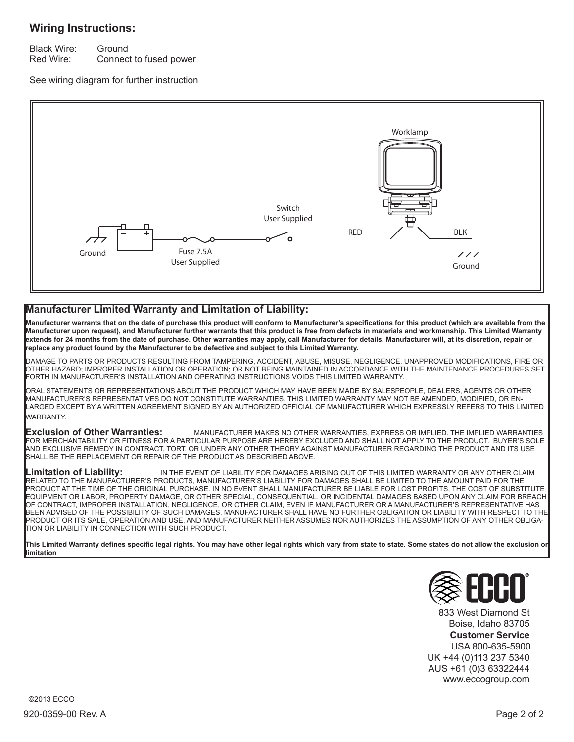## Wiring Instructions:

Black Wire: Ground
Red Wire: Connect to fused power

See wiring diagram for further instruction

Worklamp

Switch
User Supplied

RED

BLK

Ground

Fuse 7.5A
User Supplied

Ground

## Manufacturer Limited Warranty and Limitation of Liability:

**Manufacturer warrants that on the date of purchase this product will conform to Manufacturer's specifications for this product (which are available from the Manufacturer upon request), and Manufacturer further warrants that this product is free from defects in materials and workmanship. This Limited Warranty extends for 24 months from the date of purchase. Other warranties may apply, call Manufacturer for details. Manufacturer will, at its discretion, repair or replace any product found by the Manufacturer to be defective and subject to this Limited Warranty.**

DAMAGE TO PARTS OR PRODUCTS RESULTING FROM TAMPERING, ACCIDENT, ABUSE, MISUSE, NEGLIGENCE, UNAPPROVED MODIFICATIONS, FIRE OR OTHER HAZARD; IMPROPER INSTALLATION OR OPERATION; OR NOT BEING MAINTAINED IN ACCORDANCE WITH THE MAINTENANCE PROCEDURES SET FORTH IN MANUFACTURER'S INSTALLATION AND OPERATING INSTRUCTIONS VOIDS THIS LIMITED WARRANTY.

ORAL STATEMENTS OR REPRESENTATIONS ABOUT THE PRODUCT WHICH MAY HAVE BEEN MADE BY SALESPEOPLE, DEALERS, AGENTS OR OTHER MANUFACTURER'S REPRESENTATIVES DO NOT CONSTITUTE WARRANTIES. THIS LIMITED WARRANTY MAY NOT BE AMENDED, MODIFIED, OR ENLARGED EXCEPT BY A WRITTEN AGREEMENT SIGNED BY AN AUTHORIZED OFFICIAL OF MANUFACTURER WHICH EXPRESSLY REFERS TO THIS LIMITED WARRANTY.

**Exclusion of Other Warranties:** MANUFACTURER MAKES NO OTHER WARRANTIES, EXPRESS OR IMPLIED. THE IMPLIED WARRANTIES FOR MERCHANTABILITY OR FITNESS FOR A PARTICULAR PURPOSE ARE HEREBY EXCLUDED AND SHALL NOT APPLY TO THE PRODUCT. BUYER'S SOLE AND EXCLUSIVE REMEDY IN CONTRACT, TORT, OR UNDER ANY OTHER THEORY AGAINST MANUFACTURER REGARDING THE PRODUCT AND ITS USE SHALL BE THE REPLACEMENT OR REPAIR OF THE PRODUCT AS DESCRIBED ABOVE.

**Limitation of Liability:** IN THE EVENT OF LIABILITY FOR DAMAGES ARISING OUT OF THIS LIMITED WARRANTY OR ANY OTHER CLAIM RELATED TO THE MANUFACTURER'S PRODUCTS, MANUFACTURER'S LIABILITY FOR DAMAGES SHALL BE LIMITED TO THE AMOUNT PAID FOR THE PRODUCT AT THE TIME OF THE ORIGINAL PURCHASE. IN NO EVENT SHALL MANUFACTURER BE LIABLE FOR LOST PROFITS, THE COST OF SUBSTITUTE EQUIPMENT OR LABOR, PROPERTY DAMAGE, OR OTHER SPECIAL, CONSEQUENTIAL, OR INCIDENTAL DAMAGES BASED UPON ANY CLAIM FOR BREACH OF CONTRACT, IMPROPER INSTALLATION, NEGLIGENCE, OR OTHER CLAIM, EVEN IF MANUFACTURER OR A MANUFACTURER'S REPRESENTATIVE HAS BEEN ADVISED OF THE POSSIBILITY OF SUCH DAMAGES. MANUFACTURER SHALL HAVE NO FURTHER OBLIGATION OR LIABILITY WITH RESPECT TO THE PRODUCT OR ITS SALE, OPERATION AND USE, AND MANUFACTURER NEITHER ASSUMES NOR AUTHORIZES THE ASSUMPTION OF ANY OTHER OBLIGATION OR LIABILITY IN CONNECTION WITH SUCH PRODUCT.

**This Limited Warranty defines specific legal rights. You may have other legal rights which vary from state to state. Some states do not allow the exclusion or limitation**

ECCO®

833 West Diamond St
Boise, Idaho 83705
**Customer Service**
USA 800-635-5900
UK +44 (0)113 237 5340
AUS +61 (0)3 63322444
www.eccogroup.com

©2013 ECCO

920-0359-00 Rev. A